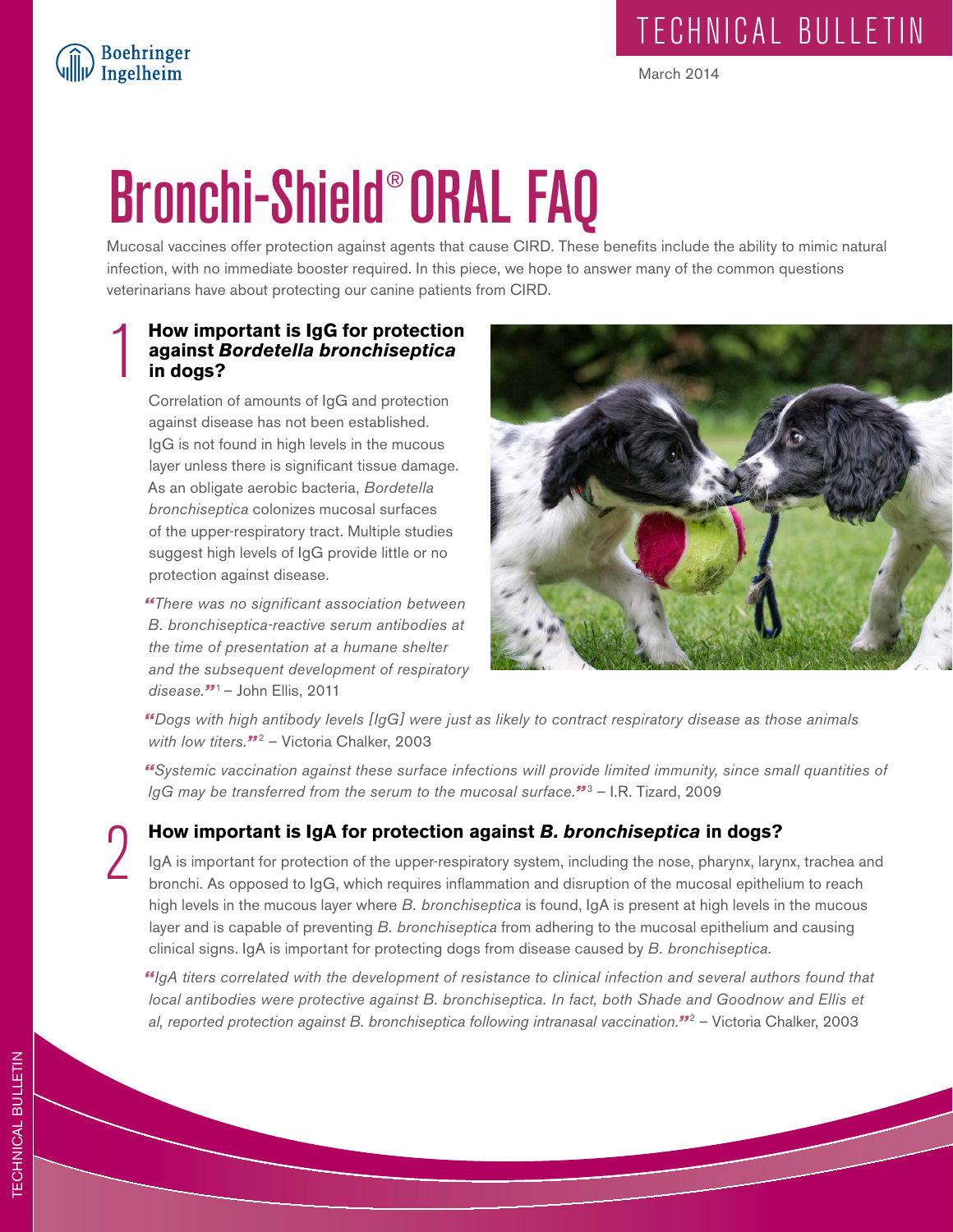Boehringer Ingelheim

TECHNICAL BULLETIN

March 2014

# Bronchi-Shield® ORAL FAQ

Mucosal vaccines offer protection against agents that cause CIRD. These benefits include the ability to mimic natural infection, with no immediate booster required. In this piece, we hope to answer many of the common questions veterinarians have about protecting our canine patients from CIRD.

## 1 How important is IgG for protection against *Bordetella bronchiseptica* in dogs?

Correlation of amounts of IgG and protection against disease has not been established. IgG is not found in high levels in the mucous layer unless there is significant tissue damage. As an obligate aerobic bacteria, *Bordetella bronchiseptica* colonizes mucosal surfaces of the upper-respiratory tract. Multiple studies suggest high levels of IgG provide little or no protection against disease.

"*There was no significant association between B. bronchiseptica-reactive serum antibodies at the time of presentation at a humane shelter and the subsequent development of respiratory disease.*"[1] – John Ellis, 2011

"*Dogs with high antibody levels [IgG] were just as likely to contract respiratory disease as those animals with low titers.*"[2] – Victoria Chalker, 2003

"*Systemic vaccination against these surface infections will provide limited immunity, since small quantities of IgG may be transferred from the serum to the mucosal surface.*"[3] – I.R. Tizard, 2009

## 2 How important is IgA for protection against *B. bronchiseptica* in dogs?

IgA is important for protection of the upper-respiratory system, including the nose, pharynx, larynx, trachea and bronchi. As opposed to IgG, which requires inflammation and disruption of the mucosal epithelium to reach high levels in the mucous layer where *B. bronchiseptica* is found, IgA is present at high levels in the mucous layer and is capable of preventing *B. bronchiseptica* from adhering to the mucosal epithelium and causing clinical signs. IgA is important for protecting dogs from disease caused by *B. bronchiseptica*.

"*IgA titers correlated with the development of resistance to clinical infection and several authors found that local antibodies were protective against B. bronchiseptica. In fact, both Shade and Goodnow and Ellis et al, reported protection against B. bronchiseptica following intranasal vaccination.*"[2] – Victoria Chalker, 2003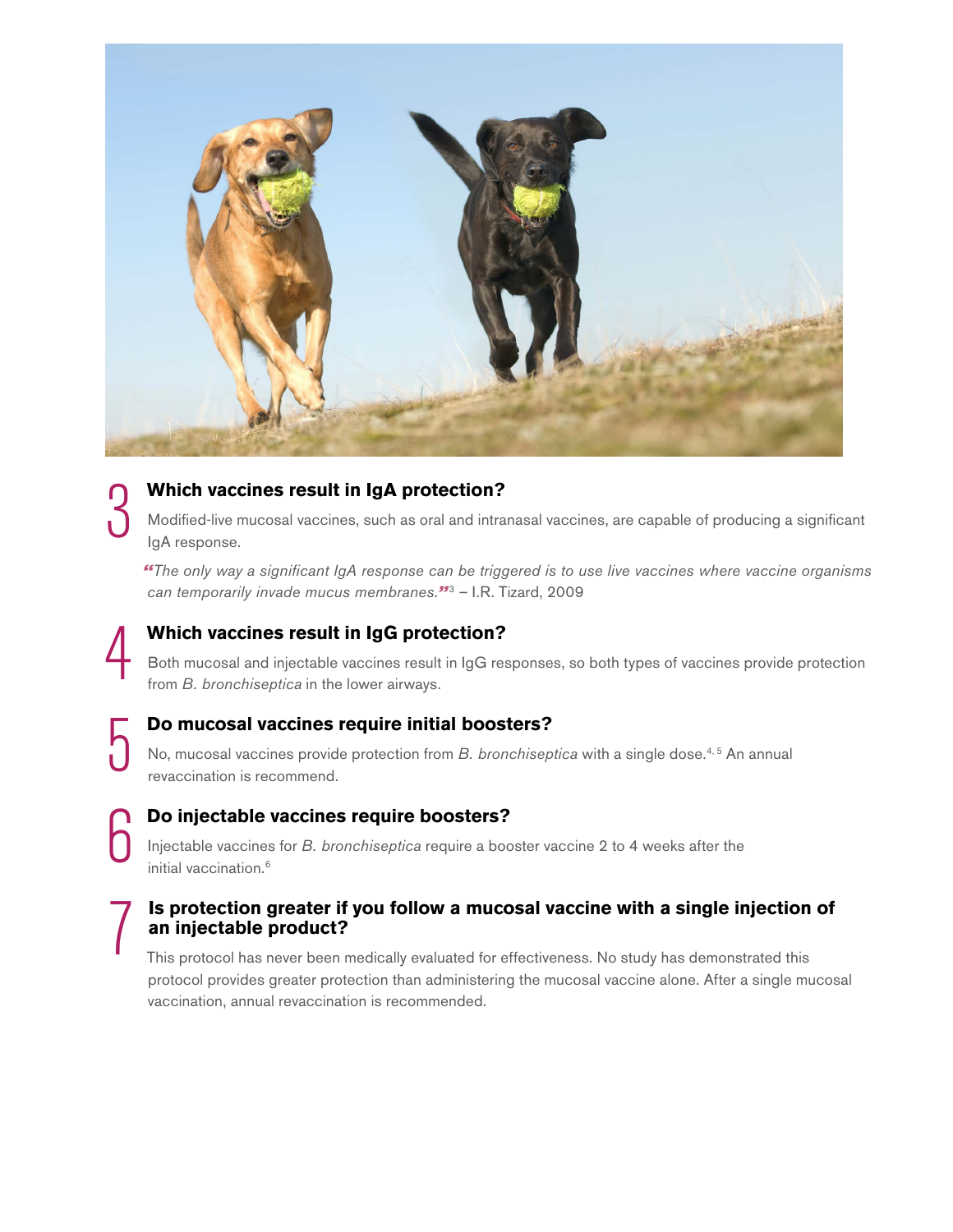## 3 Which vaccines result in IgA protection?

Modified-live mucosal vaccines, such as oral and intranasal vaccines, are capable of producing a significant IgA response.

> *"The only way a significant IgA response can be triggered is to use live vaccines where vaccine organisms can temporarily invade mucus membranes."*[3] – I.R. Tizard, 2009

## 4 Which vaccines result in IgG protection?

Both mucosal and injectable vaccines result in IgG responses, so both types of vaccines provide protection from *B. bronchiseptica* in the lower airways.

## 5 Do mucosal vaccines require initial boosters?

No, mucosal vaccines provide protection from *B. bronchiseptica* with a single dose.[4, 5] An annual revaccination is recommend.

## 6 Do injectable vaccines require boosters?

Injectable vaccines for *B. bronchiseptica* require a booster vaccine 2 to 4 weeks after the initial vaccination.[6]

## 7 Is protection greater if you follow a mucosal vaccine with a single injection of an injectable product?

This protocol has never been medically evaluated for effectiveness. No study has demonstrated this protocol provides greater protection than administering the mucosal vaccine alone. After a single mucosal vaccination, annual revaccination is recommended.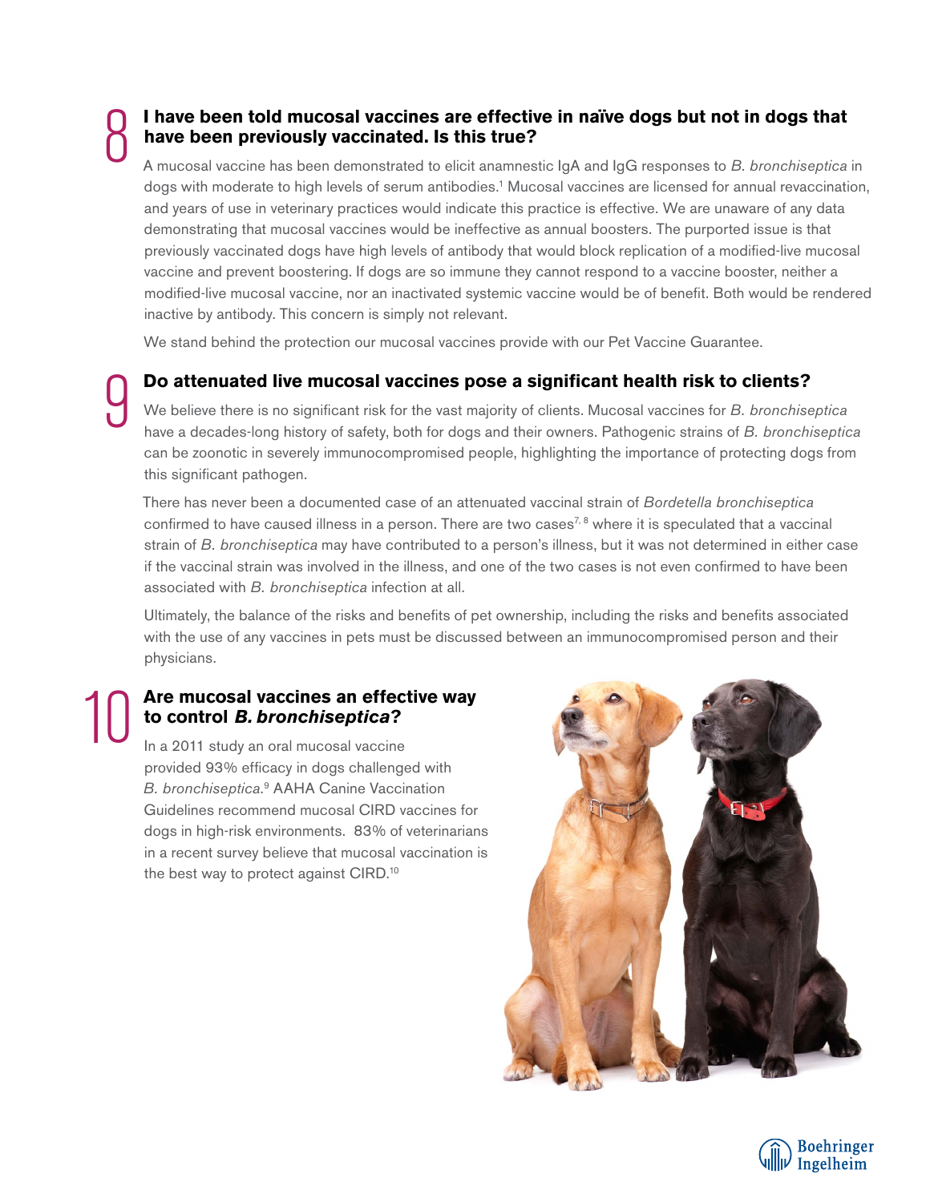## 8 I have been told mucosal vaccines are effective in naïve dogs but not in dogs that have been previously vaccinated. Is this true?

A mucosal vaccine has been demonstrated to elicit anamnestic IgA and IgG responses to *B. bronchiseptica* in dogs with moderate to high levels of serum antibodies.[1] Mucosal vaccines are licensed for annual revaccination, and years of use in veterinary practices would indicate this practice is effective. We are unaware of any data demonstrating that mucosal vaccines would be ineffective as annual boosters. The purported issue is that previously vaccinated dogs have high levels of antibody that would block replication of a modified-live mucosal vaccine and prevent boostering. If dogs are so immune they cannot respond to a vaccine booster, neither a modified-live mucosal vaccine, nor an inactivated systemic vaccine would be of benefit. Both would be rendered inactive by antibody. This concern is simply not relevant.

We stand behind the protection our mucosal vaccines provide with our Pet Vaccine Guarantee.

## 9 Do attenuated live mucosal vaccines pose a significant health risk to clients?

We believe there is no significant risk for the vast majority of clients. Mucosal vaccines for *B. bronchiseptica* have a decades-long history of safety, both for dogs and their owners. Pathogenic strains of *B. bronchiseptica* can be zoonotic in severely immunocompromised people, highlighting the importance of protecting dogs from this significant pathogen.

There has never been a documented case of an attenuated vaccinal strain of *Bordetella bronchiseptica* confirmed to have caused illness in a person. There are two cases[7, 8] where it is speculated that a vaccinal strain of *B. bronchiseptica* may have contributed to a person's illness, but it was not determined in either case if the vaccinal strain was involved in the illness, and one of the two cases is not even confirmed to have been associated with *B. bronchiseptica* infection at all.

Ultimately, the balance of the risks and benefits of pet ownership, including the risks and benefits associated with the use of any vaccines in pets must be discussed between an immunocompromised person and their physicians.

## 10 Are mucosal vaccines an effective way to control *B. bronchiseptica*?

In a 2011 study an oral mucosal vaccine provided 93% efficacy in dogs challenged with *B. bronchiseptica*.[9] AAHA Canine Vaccination Guidelines recommend mucosal CIRD vaccines for dogs in high-risk environments. 83% of veterinarians in a recent survey believe that mucosal vaccination is the best way to protect against CIRD.[10]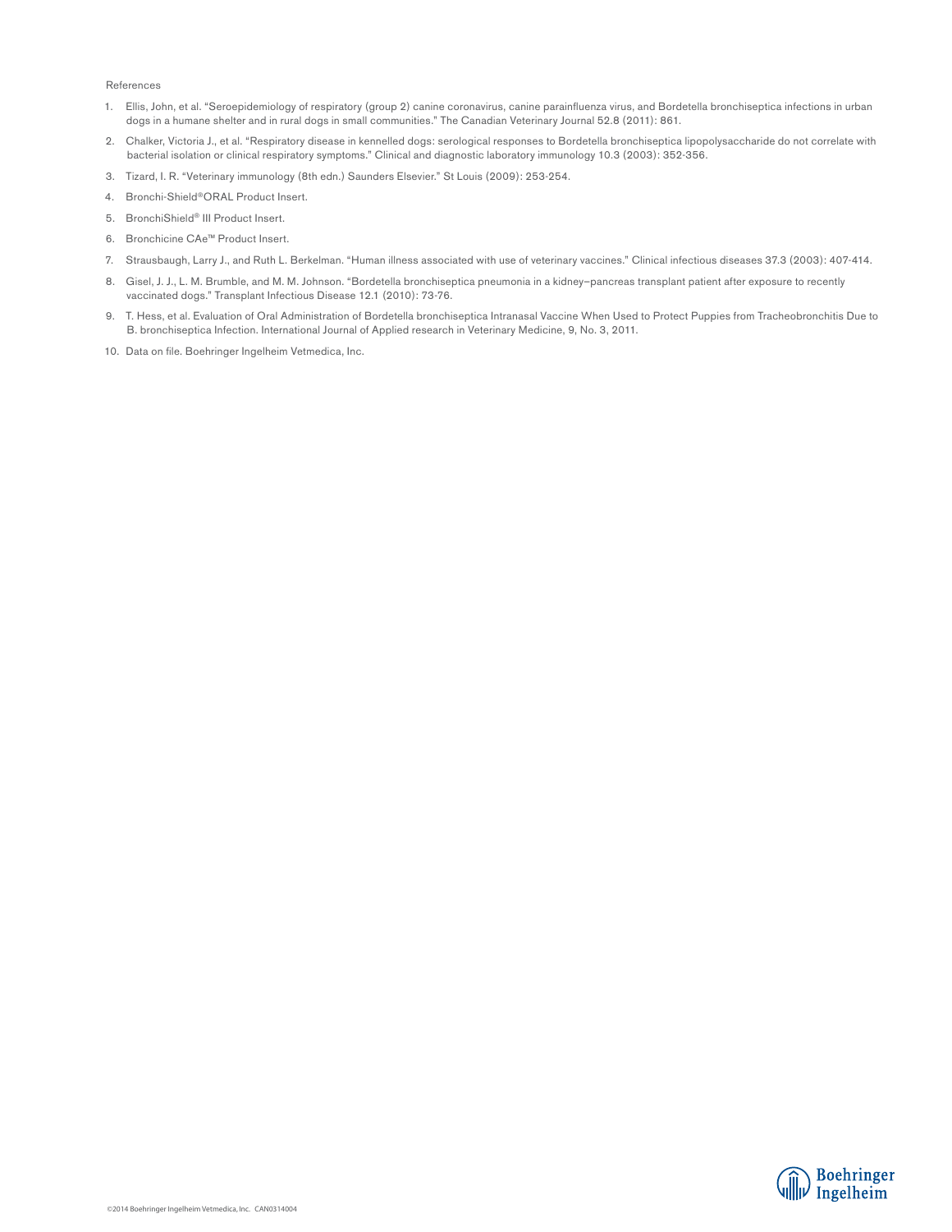References

1. Ellis, John, et al. "Seroepidemiology of respiratory (group 2) canine coronavirus, canine parainfluenza virus, and Bordetella bronchiseptica infections in urban dogs in a humane shelter and in rural dogs in small communities." The Canadian Veterinary Journal 52.8 (2011): 861.
2. Chalker, Victoria J., et al. "Respiratory disease in kennelled dogs: serological responses to Bordetella bronchiseptica lipopolysaccharide do not correlate with bacterial isolation or clinical respiratory symptoms." Clinical and diagnostic laboratory immunology 10.3 (2003): 352-356.
3. Tizard, I. R. "Veterinary immunology (8th edn.) Saunders Elsevier." St Louis (2009): 253-254.
4. Bronchi-Shield®ORAL Product Insert.
5. BronchiShield® III Product Insert.
6. Bronchicine CAe™ Product Insert.
7. Strausbaugh, Larry J., and Ruth L. Berkelman. "Human illness associated with use of veterinary vaccines." Clinical infectious diseases 37.3 (2003): 407-414.
8. Gisel, J. J., L. M. Brumble, and M. M. Johnson. "Bordetella bronchiseptica pneumonia in a kidney–pancreas transplant patient after exposure to recently vaccinated dogs." Transplant Infectious Disease 12.1 (2010): 73-76.
9. T. Hess, et al. Evaluation of Oral Administration of Bordetella bronchiseptica Intranasal Vaccine When Used to Protect Puppies from Tracheobronchitis Due to B. bronchiseptica Infection. International Journal of Applied research in Veterinary Medicine, 9, No. 3, 2011.
10. Data on file. Boehringer Ingelheim Vetmedica, Inc.

Boehringer Ingelheim

©2014 Boehringer Ingelheim Vetmedica, Inc. CAN0314004